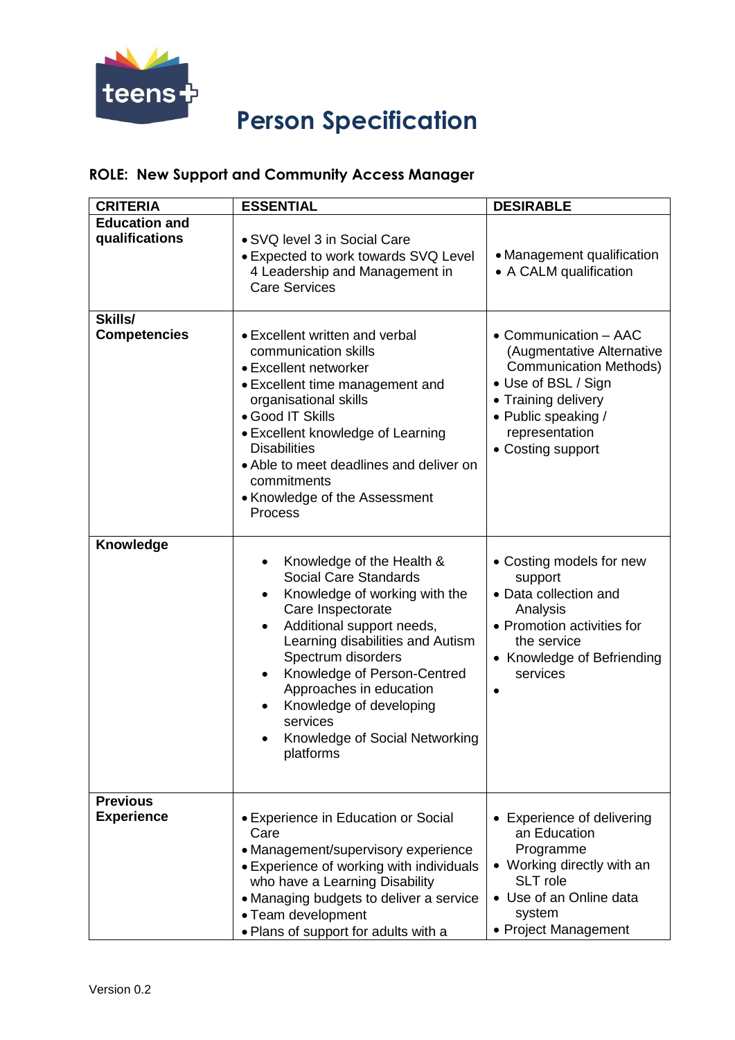# Person Specification

## ROLE: New Support and Community Access Manager

| CRITERIA | ESSENTIAL | DESIRABLE |
|---|---|---|
| **Education and qualifications** | • SVQ level 3 in Social Care<br>• Expected to work towards SVQ Level 4 Leadership and Management in Care Services | • Management qualification<br>• A CALM qualification |
| **Skills/ Competencies** | • Excellent written and verbal communication skills<br>• Excellent networker<br>• Excellent time management and organisational skills<br>• Good IT Skills<br>• Excellent knowledge of Learning Disabilities<br>• Able to meet deadlines and deliver on commitments<br>• Knowledge of the Assessment Process | • Communication – AAC (Augmentative Alternative Communication Methods)<br>• Use of BSL / Sign<br>• Training delivery<br>• Public speaking / representation<br>• Costing support |
| **Knowledge** | • Knowledge of the Health & Social Care Standards<br>• Knowledge of working with the Care Inspectorate<br>• Additional support needs, Learning disabilities and Autism Spectrum disorders<br>• Knowledge of Person-Centred Approaches in education<br>• Knowledge of developing services<br>• Knowledge of Social Networking platforms | • Costing models for new support<br>• Data collection and Analysis<br>• Promotion activities for the service<br>• Knowledge of Befriending services<br>• |
| **Previous Experience** | • Experience in Education or Social Care<br>• Management/supervisory experience<br>• Experience of working with individuals who have a Learning Disability<br>• Managing budgets to deliver a service<br>• Team development<br>• Plans of support for adults with a | • Experience of delivering an Education Programme<br>• Working directly with an SLT role<br>• Use of an Online data system<br>• Project Management |

Version 0.2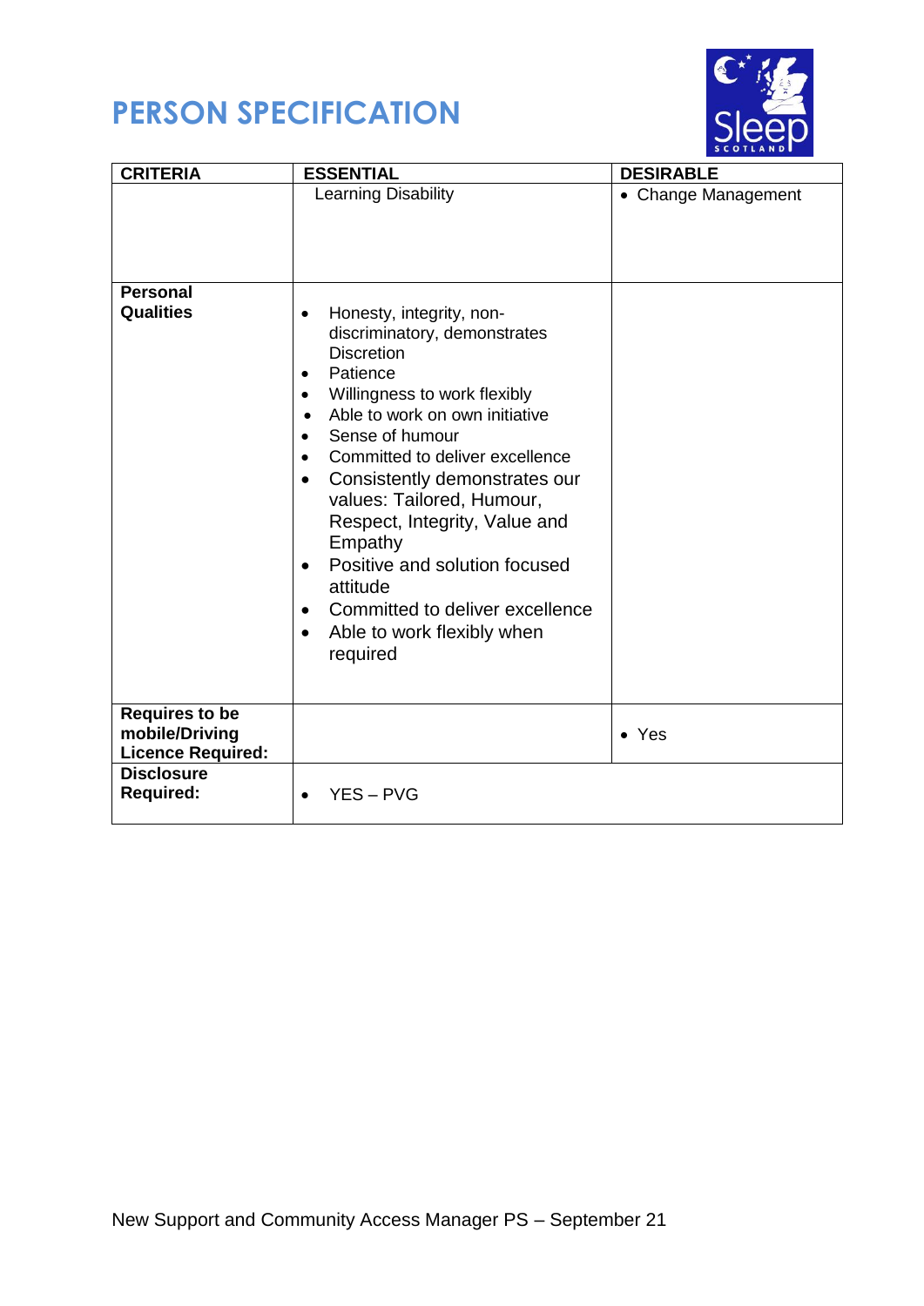# PERSON SPECIFICATION

| CRITERIA | ESSENTIAL | DESIRABLE |
|---|---|---|
| | Learning Disability | • Change Management |
| **Personal Qualities** | • Honesty, integrity, non-discriminatory, demonstrates Discretion<br>• Patience<br>• Willingness to work flexibly<br>• Able to work on own initiative<br>• Sense of humour<br>• Committed to deliver excellence<br>• Consistently demonstrates our values: Tailored, Humour, Respect, Integrity, Value and Empathy<br>• Positive and solution focused attitude<br>• Committed to deliver excellence<br>• Able to work flexibly when required | |
| **Requires to be mobile/Driving Licence Required:** | | • Yes |
| **Disclosure Required:** | • YES – PVG | |

New Support and Community Access Manager PS – September 21